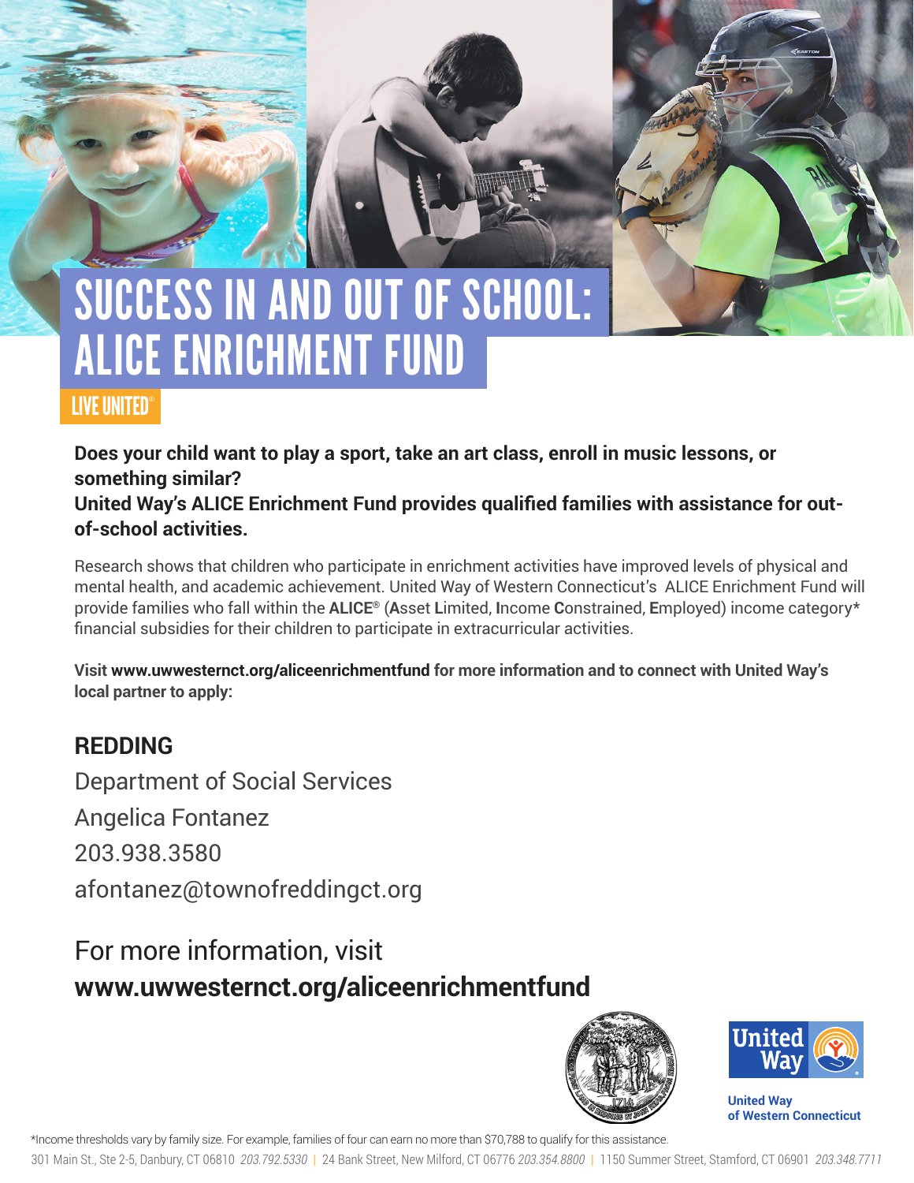# SUCCESS IN AND OUT OF SCHOOL: ALICE ENRICHMENT FUND

LIVE UNITED®

**Does your child want to play a sport, take an art class, enroll in music lessons, or something similar?**
**United Way's ALICE Enrichment Fund provides qualified families with assistance for out-of-school activities.**

Research shows that children who participate in enrichment activities have improved levels of physical and mental health, and academic achievement. United Way of Western Connecticut's ALICE Enrichment Fund will provide families who fall within the **ALICE®** (**A**sset **L**imited, **I**ncome **C**onstrained, **E**mployed) income category* financial subsidies for their children to participate in extracurricular activities.

**Visit www.uwwesternct.org/aliceenrichmentfund for more information and to connect with United Way's local partner to apply:**

## REDDING

Department of Social Services

Angelica Fontanez

203.938.3580

afontanez@townofreddingct.org

For more information, visit
**www.uwwesternct.org/aliceenrichmentfund**

United Way of Western Connecticut

*Income thresholds vary by family size. For example, families of four can earn no more than $70,788 to qualify for this assistance.

301 Main St., Ste 2-5, Danbury, CT 06810 *203.792.5330* | 24 Bank Street, New Milford, CT 06776 *203.354.8800* | 1150 Summer Street, Stamford, CT 06901 *203.348.7711*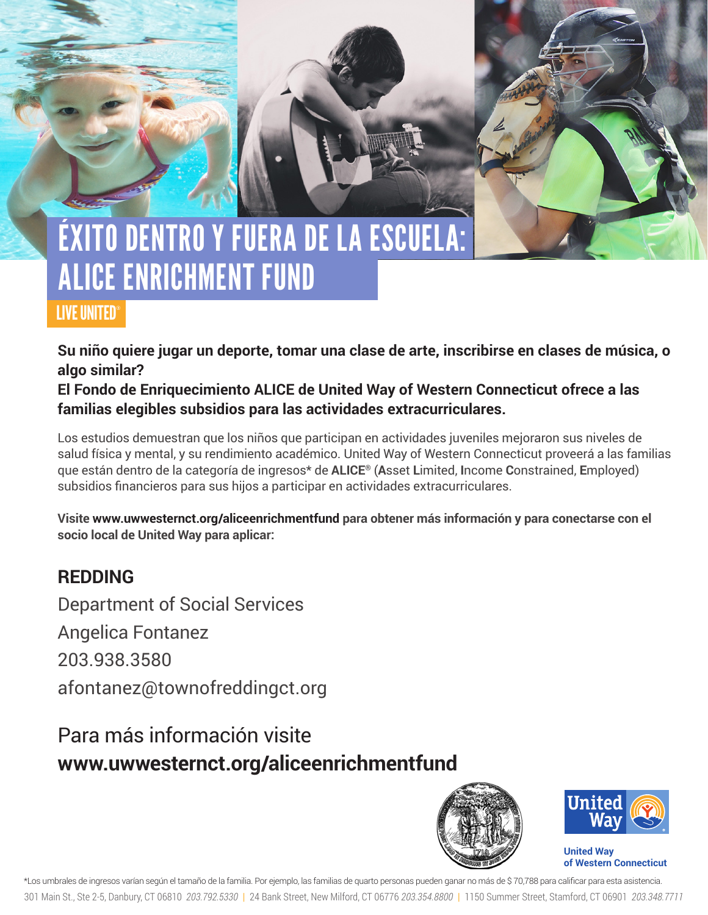# ÉXITO DENTRO Y FUERA DE LA ESCUELA: ALICE ENRICHMENT FUND

LIVE UNITED®

**Su niño quiere jugar un deporte, tomar una clase de arte, inscribirse en clases de música, o algo similar?**
**El Fondo de Enriquecimiento ALICE de United Way of Western Connecticut ofrece a las familias elegibles subsidios para las actividades extracurriculares.**

Los estudios demuestran que los niños que participan en actividades juveniles mejoraron sus niveles de salud física y mental, y su rendimiento académico. United Way of Western Connecticut proveerá a las familias que están dentro de la categoría de ingresos* de **ALICE®** (**A**sset **L**imited, **I**ncome **C**onstrained, **E**mployed) subsidios financieros para sus hijos a participar en actividades extracurriculares.

**Visite www.uwwesternct.org/aliceenrichmentfund para obtener más información y para conectarse con el socio local de United Way para aplicar:**

## REDDING

Department of Social Services
Angelica Fontanez
203.938.3580
afontanez@townofreddingct.org

Para más información visite
**www.uwwesternct.org/aliceenrichmentfund**

United Way of Western Connecticut

*Los umbrales de ingresos varían según el tamaño de la familia. Por ejemplo, las familias de quarto personas pueden ganar no más de $ 70,788 para calificar para esta asistencia.

301 Main St., Ste 2-5, Danbury, CT 06810 *203.792.5330* | 24 Bank Street, New Milford, CT 06776 *203.354.8800* | 1150 Summer Street, Stamford, CT 06901 *203.348.7711*